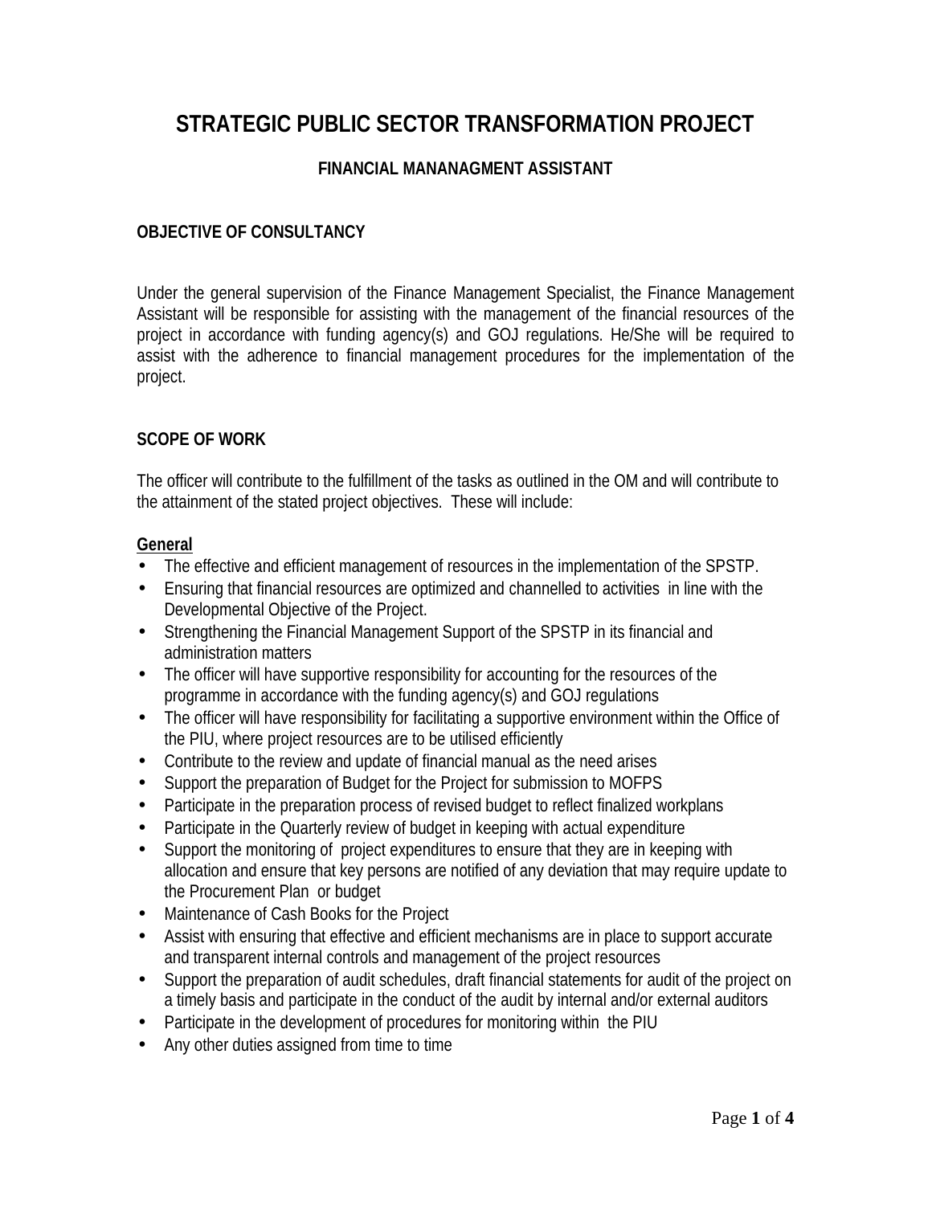# STRATEGIC PUBLIC SECTOR TRANSFORMATION PROJECT

## FINANCIAL MANANAGMENT ASSISTANT

### OBJECTIVE OF CONSULTANCY

Under the general supervision of the Finance Management Specialist, the Finance Management Assistant will be responsible for assisting with the management of the financial resources of the project in accordance with funding agency(s) and GOJ regulations. He/She will be required to assist with the adherence to financial management procedures for the implementation of the project.

### SCOPE OF WORK

The officer will contribute to the fulfillment of the tasks as outlined in the OM and will contribute to the attainment of the stated project objectives. These will include:

**General**

- The effective and efficient management of resources in the implementation of the SPSTP.
- Ensuring that financial resources are optimized and channelled to activities in line with the Developmental Objective of the Project.
- Strengthening the Financial Management Support of the SPSTP in its financial and administration matters
- The officer will have supportive responsibility for accounting for the resources of the programme in accordance with the funding agency(s) and GOJ regulations
- The officer will have responsibility for facilitating a supportive environment within the Office of the PIU, where project resources are to be utilised efficiently
- Contribute to the review and update of financial manual as the need arises
- Support the preparation of Budget for the Project for submission to MOFPS
- Participate in the preparation process of revised budget to reflect finalized workplans
- Participate in the Quarterly review of budget in keeping with actual expenditure
- Support the monitoring of project expenditures to ensure that they are in keeping with allocation and ensure that key persons are notified of any deviation that may require update to the Procurement Plan or budget
- Maintenance of Cash Books for the Project
- Assist with ensuring that effective and efficient mechanisms are in place to support accurate and transparent internal controls and management of the project resources
- Support the preparation of audit schedules, draft financial statements for audit of the project on a timely basis and participate in the conduct of the audit by internal and/or external auditors
- Participate in the development of procedures for monitoring within the PIU
- Any other duties assigned from time to time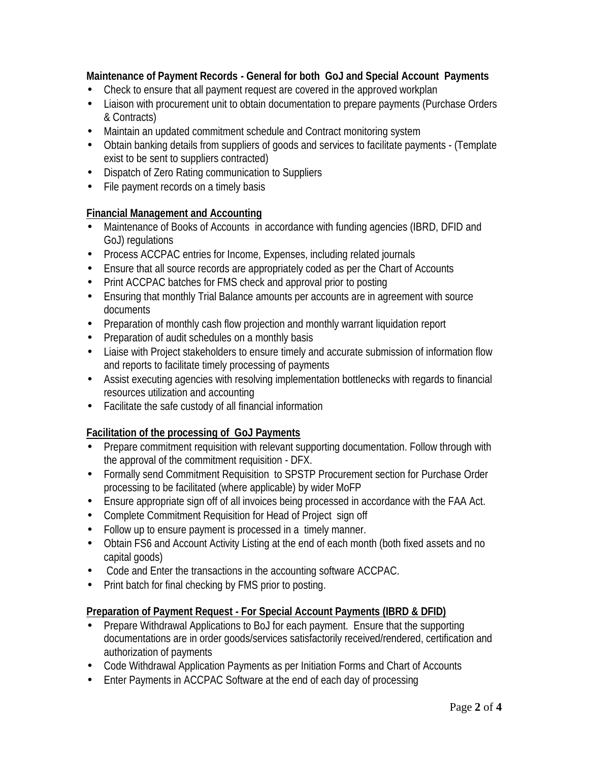**Maintenance of Payment Records - General for both GoJ and Special Account Payments**

- Check to ensure that all payment request are covered in the approved workplan
- Liaison with procurement unit to obtain documentation to prepare payments (Purchase Orders & Contracts)
- Maintain an updated commitment schedule and Contract monitoring system
- Obtain banking details from suppliers of goods and services to facilitate payments - (Template exist to be sent to suppliers contracted)
- Dispatch of Zero Rating communication to Suppliers
- File payment records on a timely basis

**Financial Management and Accounting**

- Maintenance of Books of Accounts in accordance with funding agencies (IBRD, DFID and GoJ) regulations
- Process ACCPAC entries for Income, Expenses, including related journals
- Ensure that all source records are appropriately coded as per the Chart of Accounts
- Print ACCPAC batches for FMS check and approval prior to posting
- Ensuring that monthly Trial Balance amounts per accounts are in agreement with source documents
- Preparation of monthly cash flow projection and monthly warrant liquidation report
- Preparation of audit schedules on a monthly basis
- Liaise with Project stakeholders to ensure timely and accurate submission of information flow and reports to facilitate timely processing of payments
- Assist executing agencies with resolving implementation bottlenecks with regards to financial resources utilization and accounting
- Facilitate the safe custody of all financial information

**Facilitation of the processing of GoJ Payments**

- Prepare commitment requisition with relevant supporting documentation. Follow through with the approval of the commitment requisition - DFX.
- Formally send Commitment Requisition to SPSTP Procurement section for Purchase Order processing to be facilitated (where applicable) by wider MoFP
- Ensure appropriate sign off of all invoices being processed in accordance with the FAA Act.
- Complete Commitment Requisition for Head of Project sign off
- Follow up to ensure payment is processed in a timely manner.
- Obtain FS6 and Account Activity Listing at the end of each month (both fixed assets and no capital goods)
- Code and Enter the transactions in the accounting software ACCPAC.
- Print batch for final checking by FMS prior to posting.

**Preparation of Payment Request - For Special Account Payments (IBRD & DFID)**

- Prepare Withdrawal Applications to BoJ for each payment. Ensure that the supporting documentations are in order goods/services satisfactorily received/rendered, certification and authorization of payments
- Code Withdrawal Application Payments as per Initiation Forms and Chart of Accounts
- Enter Payments in ACCPAC Software at the end of each day of processing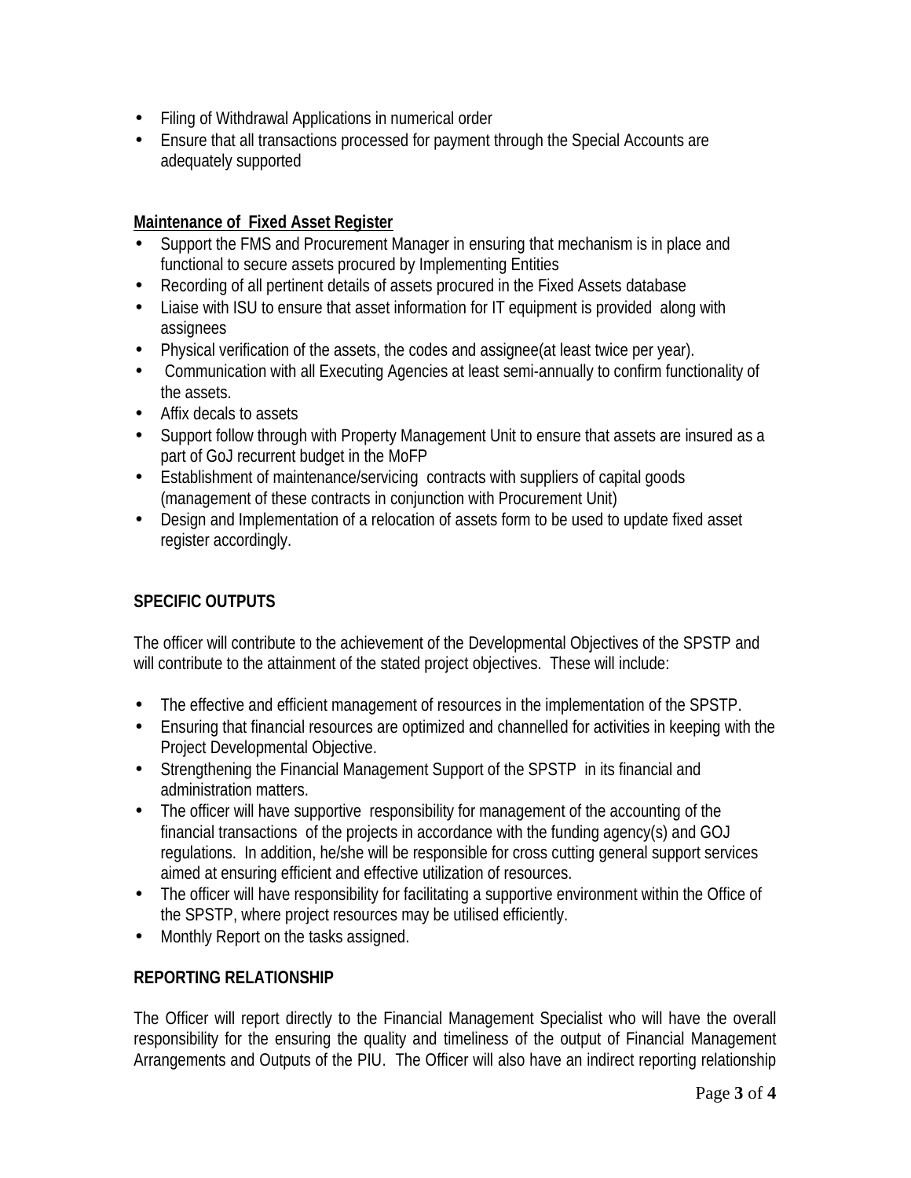- Filing of Withdrawal Applications in numerical order
- Ensure that all transactions processed for payment through the Special Accounts are adequately supported

**Maintenance of Fixed Asset Register**

- Support the FMS and Procurement Manager in ensuring that mechanism is in place and functional to secure assets procured by Implementing Entities
- Recording of all pertinent details of assets procured in the Fixed Assets database
- Liaise with ISU to ensure that asset information for IT equipment is provided along with assignees
- Physical verification of the assets, the codes and assignee(at least twice per year).
- Communication with all Executing Agencies at least semi-annually to confirm functionality of the assets.
- Affix decals to assets
- Support follow through with Property Management Unit to ensure that assets are insured as a part of GoJ recurrent budget in the MoFP
- Establishment of maintenance/servicing contracts with suppliers of capital goods (management of these contracts in conjunction with Procurement Unit)
- Design and Implementation of a relocation of assets form to be used to update fixed asset register accordingly.

## SPECIFIC OUTPUTS

The officer will contribute to the achievement of the Developmental Objectives of the SPSTP and will contribute to the attainment of the stated project objectives. These will include:

- The effective and efficient management of resources in the implementation of the SPSTP.
- Ensuring that financial resources are optimized and channelled for activities in keeping with the Project Developmental Objective.
- Strengthening the Financial Management Support of the SPSTP in its financial and administration matters.
- The officer will have supportive responsibility for management of the accounting of the financial transactions of the projects in accordance with the funding agency(s) and GOJ regulations. In addition, he/she will be responsible for cross cutting general support services aimed at ensuring efficient and effective utilization of resources.
- The officer will have responsibility for facilitating a supportive environment within the Office of the SPSTP, where project resources may be utilised efficiently.
- Monthly Report on the tasks assigned.

## REPORTING RELATIONSHIP

The Officer will report directly to the Financial Management Specialist who will have the overall responsibility for the ensuring the quality and timeliness of the output of Financial Management Arrangements and Outputs of the PIU. The Officer will also have an indirect reporting relationship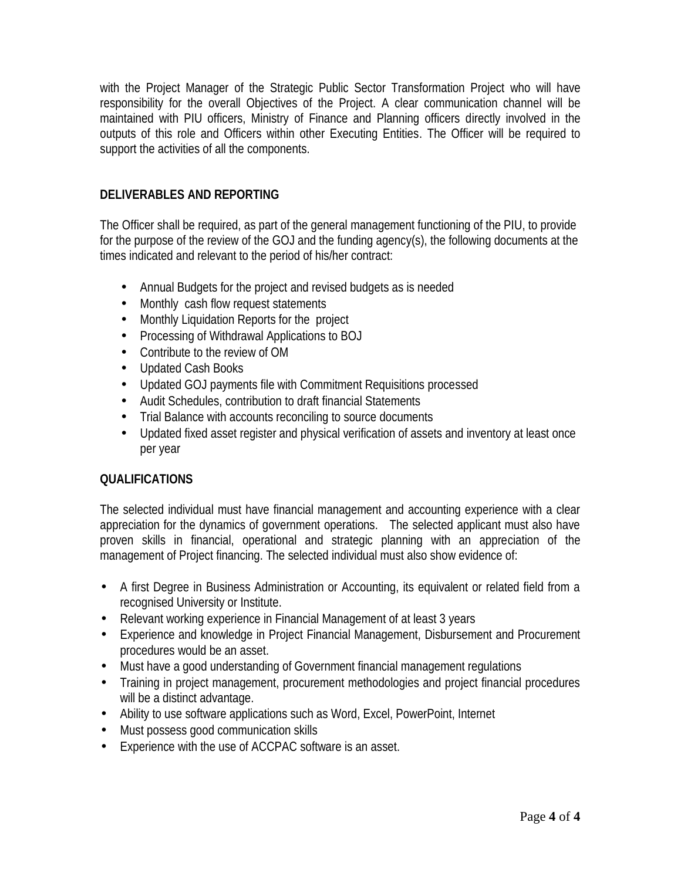with the Project Manager of the Strategic Public Sector Transformation Project who will have responsibility for the overall Objectives of the Project. A clear communication channel will be maintained with PIU officers, Ministry of Finance and Planning officers directly involved in the outputs of this role and Officers within other Executing Entities. The Officer will be required to support the activities of all the components.

## DELIVERABLES AND REPORTING

The Officer shall be required, as part of the general management functioning of the PIU, to provide for the purpose of the review of the GOJ and the funding agency(s), the following documents at the times indicated and relevant to the period of his/her contract:

- Annual Budgets for the project and revised budgets as is needed
- Monthly cash flow request statements
- Monthly Liquidation Reports for the project
- Processing of Withdrawal Applications to BOJ
- Contribute to the review of OM
- Updated Cash Books
- Updated GOJ payments file with Commitment Requisitions processed
- Audit Schedules, contribution to draft financial Statements
- Trial Balance with accounts reconciling to source documents
- Updated fixed asset register and physical verification of assets and inventory at least once per year

## QUALIFICATIONS

The selected individual must have financial management and accounting experience with a clear appreciation for the dynamics of government operations. The selected applicant must also have proven skills in financial, operational and strategic planning with an appreciation of the management of Project financing. The selected individual must also show evidence of:

- A first Degree in Business Administration or Accounting, its equivalent or related field from a recognised University or Institute.
- Relevant working experience in Financial Management of at least 3 years
- Experience and knowledge in Project Financial Management, Disbursement and Procurement procedures would be an asset.
- Must have a good understanding of Government financial management regulations
- Training in project management, procurement methodologies and project financial procedures will be a distinct advantage.
- Ability to use software applications such as Word, Excel, PowerPoint, Internet
- Must possess good communication skills
- Experience with the use of ACCPAC software is an asset.